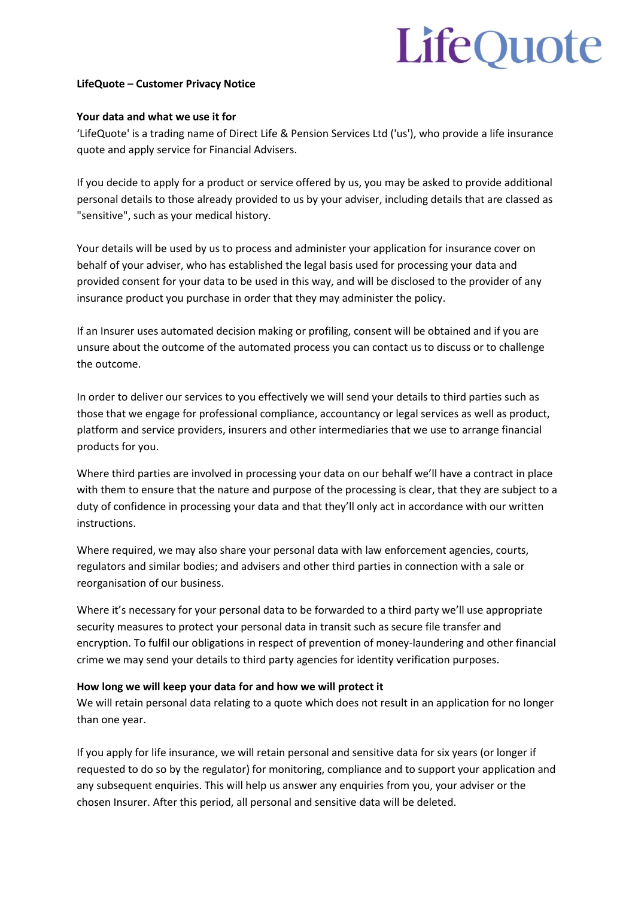LifeQuote

**LifeQuote – Customer Privacy Notice**

**Your data and what we use it for**

'LifeQuote' is a trading name of Direct Life & Pension Services Ltd ('us'), who provide a life insurance quote and apply service for Financial Advisers.

If you decide to apply for a product or service offered by us, you may be asked to provide additional personal details to those already provided to us by your adviser, including details that are classed as "sensitive", such as your medical history.

Your details will be used by us to process and administer your application for insurance cover on behalf of your adviser, who has established the legal basis used for processing your data and provided consent for your data to be used in this way, and will be disclosed to the provider of any insurance product you purchase in order that they may administer the policy.

If an Insurer uses automated decision making or profiling, consent will be obtained and if you are unsure about the outcome of the automated process you can contact us to discuss or to challenge the outcome.

In order to deliver our services to you effectively we will send your details to third parties such as those that we engage for professional compliance, accountancy or legal services as well as product, platform and service providers, insurers and other intermediaries that we use to arrange financial products for you.

Where third parties are involved in processing your data on our behalf we'll have a contract in place with them to ensure that the nature and purpose of the processing is clear, that they are subject to a duty of confidence in processing your data and that they'll only act in accordance with our written instructions.

Where required, we may also share your personal data with law enforcement agencies, courts, regulators and similar bodies; and advisers and other third parties in connection with a sale or reorganisation of our business.

Where it's necessary for your personal data to be forwarded to a third party we'll use appropriate security measures to protect your personal data in transit such as secure file transfer and encryption. To fulfil our obligations in respect of prevention of money-laundering and other financial crime we may send your details to third party agencies for identity verification purposes.

**How long we will keep your data for and how we will protect it**

We will retain personal data relating to a quote which does not result in an application for no longer than one year.

If you apply for life insurance, we will retain personal and sensitive data for six years (or longer if requested to do so by the regulator) for monitoring, compliance and to support your application and any subsequent enquiries. This will help us answer any enquiries from you, your adviser or the chosen Insurer. After this period, all personal and sensitive data will be deleted.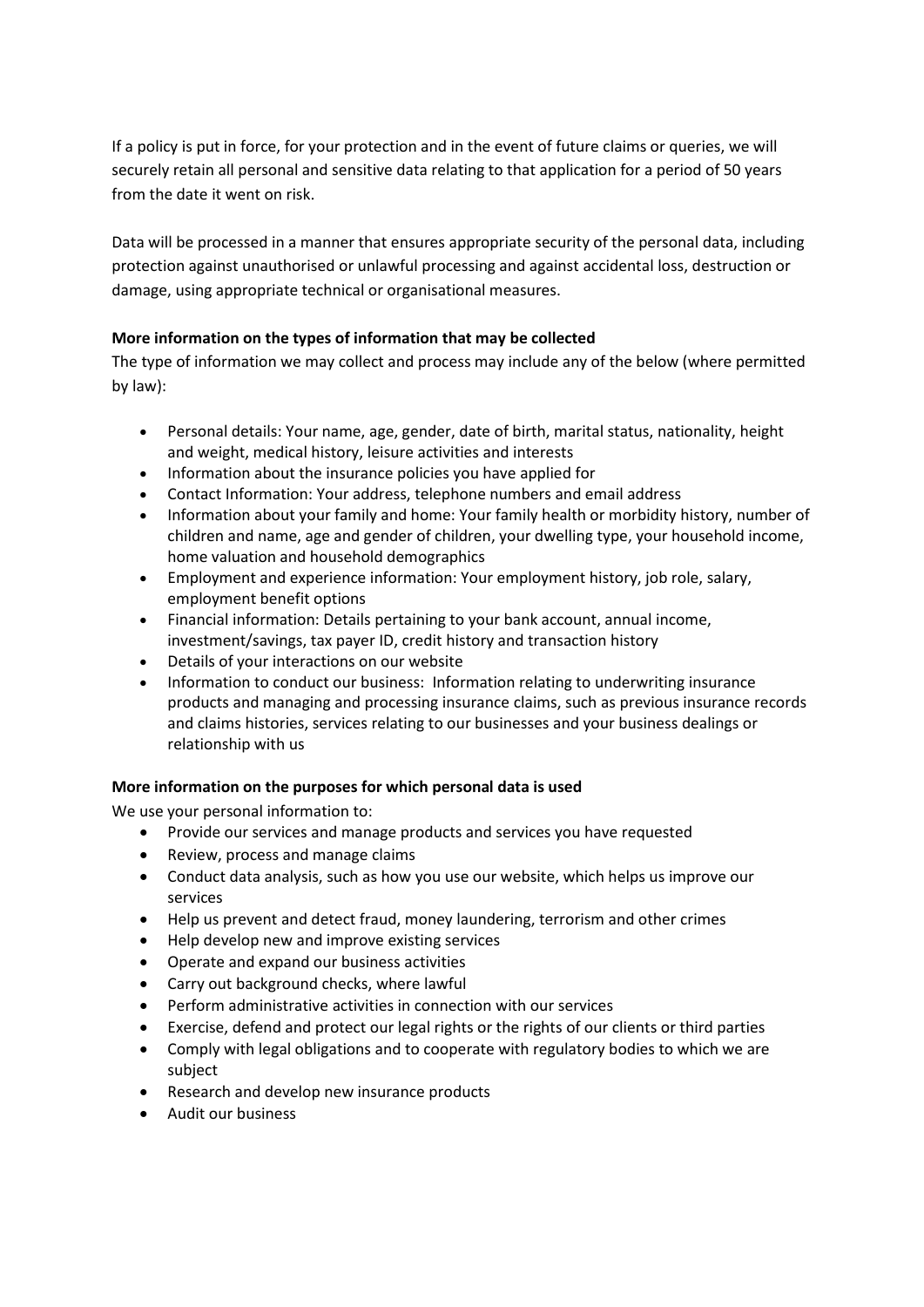If a policy is put in force, for your protection and in the event of future claims or queries, we will securely retain all personal and sensitive data relating to that application for a period of 50 years from the date it went on risk.

Data will be processed in a manner that ensures appropriate security of the personal data, including protection against unauthorised or unlawful processing and against accidental loss, destruction or damage, using appropriate technical or organisational measures.

**More information on the types of information that may be collected**

The type of information we may collect and process may include any of the below (where permitted by law):

- Personal details: Your name, age, gender, date of birth, marital status, nationality, height and weight, medical history, leisure activities and interests
- Information about the insurance policies you have applied for
- Contact Information: Your address, telephone numbers and email address
- Information about your family and home: Your family health or morbidity history, number of children and name, age and gender of children, your dwelling type, your household income, home valuation and household demographics
- Employment and experience information: Your employment history, job role, salary, employment benefit options
- Financial information: Details pertaining to your bank account, annual income, investment/savings, tax payer ID, credit history and transaction history
- Details of your interactions on our website
- Information to conduct our business: Information relating to underwriting insurance products and managing and processing insurance claims, such as previous insurance records and claims histories, services relating to our businesses and your business dealings or relationship with us

**More information on the purposes for which personal data is used**

We use your personal information to:

- Provide our services and manage products and services you have requested
- Review, process and manage claims
- Conduct data analysis, such as how you use our website, which helps us improve our services
- Help us prevent and detect fraud, money laundering, terrorism and other crimes
- Help develop new and improve existing services
- Operate and expand our business activities
- Carry out background checks, where lawful
- Perform administrative activities in connection with our services
- Exercise, defend and protect our legal rights or the rights of our clients or third parties
- Comply with legal obligations and to cooperate with regulatory bodies to which we are subject
- Research and develop new insurance products
- Audit our business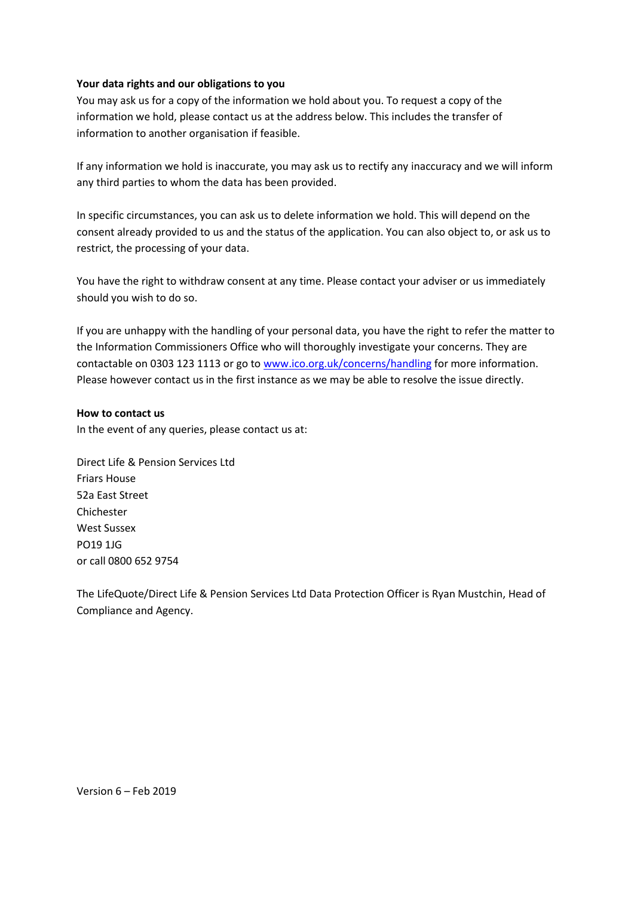**Your data rights and our obligations to you**

You may ask us for a copy of the information we hold about you. To request a copy of the information we hold, please contact us at the address below. This includes the transfer of information to another organisation if feasible.

If any information we hold is inaccurate, you may ask us to rectify any inaccuracy and we will inform any third parties to whom the data has been provided.

In specific circumstances, you can ask us to delete information we hold. This will depend on the consent already provided to us and the status of the application. You can also object to, or ask us to restrict, the processing of your data.

You have the right to withdraw consent at any time. Please contact your adviser or us immediately should you wish to do so.

If you are unhappy with the handling of your personal data, you have the right to refer the matter to the Information Commissioners Office who will thoroughly investigate your concerns. They are contactable on 0303 123 1113 or go to [www.ico.org.uk/concerns/handling](www.ico.org.uk/concerns/handling) for more information. Please however contact us in the first instance as we may be able to resolve the issue directly.

**How to contact us**

In the event of any queries, please contact us at:

Direct Life & Pension Services Ltd
Friars House
52a East Street
Chichester
West Sussex
PO19 1JG
or call 0800 652 9754

The LifeQuote/Direct Life & Pension Services Ltd Data Protection Officer is Ryan Mustchin, Head of Compliance and Agency.

Version 6 – Feb 2019